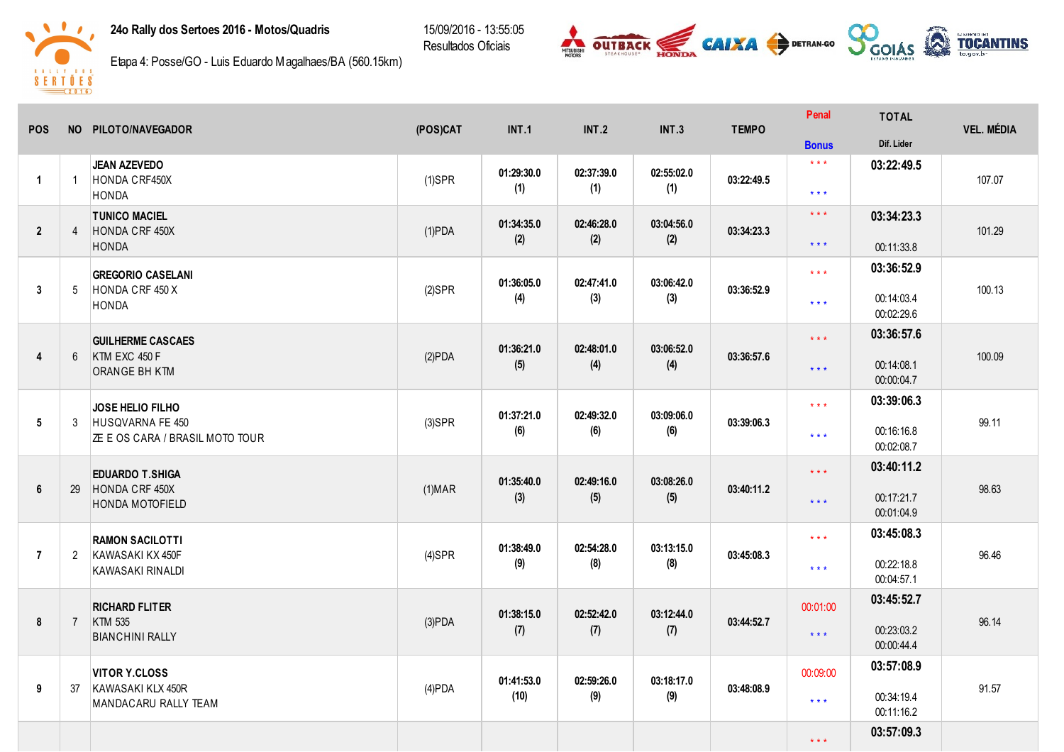**24o Rally dos Sertoes 2016 - Motos/Quadris**

Etapa 4: Posse/GO - Luis Eduardo Magalhaes/BA (560.15km)

15/09/2016 - 13:55:05
Resultados Oficiais

| POS | NO | PILOTO/NAVEGADOR | (POS)CAT | INT.1 | INT.2 | INT.3 | TEMPO | Penal / Bonus | TOTAL / Dif. Lider | VEL. MÉDIA |
|---|---|---|---|---|---|---|---|---|---|---|
| 1 | 1 | JEAN AZEVEDO<br>HONDA CRF450X<br>HONDA | (1)SPR | 01:29:30.0 (1) | 02:37:39.0 (1) | 02:55:02.0 (1) | 03:22:49.5 | * * *<br>* * * | 03:22:49.5 | 107.07 |
| 2 | 4 | TUNICO MACIEL<br>HONDA CRF 450X<br>HONDA | (1)PDA | 01:34:35.0 (2) | 02:46:28.0 (2) | 03:04:56.0 (2) | 03:34:23.3 | * * *<br>* * * | 03:34:23.3<br>00:11:33.8 | 101.29 |
| 3 | 5 | GREGORIO CASELANI<br>HONDA CRF 450 X<br>HONDA | (2)SPR | 01:36:05.0 (4) | 02:47:41.0 (3) | 03:06:42.0 (3) | 03:36:52.9 | * * *<br>* * * | 03:36:52.9<br>00:14:03.4<br>00:02:29.6 | 100.13 |
| 4 | 6 | GUILHERME CASCAES<br>KTM EXC 450 F<br>ORANGE BH KTM | (2)PDA | 01:36:21.0 (5) | 02:48:01.0 (4) | 03:06:52.0 (4) | 03:36:57.6 | * * *<br>* * * | 03:36:57.6<br>00:14:08.1<br>00:00:04.7 | 100.09 |
| 5 | 3 | JOSE HELIO FILHO<br>HUSQVARNA FE 450<br>ZE E OS CARA / BRASIL MOTO TOUR | (3)SPR | 01:37:21.0 (6) | 02:49:32.0 (6) | 03:09:06.0 (6) | 03:39:06.3 | * * *<br>* * * | 03:39:06.3<br>00:16:16.8<br>00:02:08.7 | 99.11 |
| 6 | 29 | EDUARDO T.SHIGA<br>HONDA CRF 450X<br>HONDA MOTOFIELD | (1)MAR | 01:35:40.0 (3) | 02:49:16.0 (5) | 03:08:26.0 (5) | 03:40:11.2 | * * *<br>* * * | 03:40:11.2<br>00:17:21.7<br>00:01:04.9 | 98.63 |
| 7 | 2 | RAMON SACILOTTI<br>KAWASAKI KX 450F<br>KAWASAKI RINALDI | (4)SPR | 01:38:49.0 (9) | 02:54:28.0 (8) | 03:13:15.0 (8) | 03:45:08.3 | * * *<br>* * * | 03:45:08.3<br>00:22:18.8<br>00:04:57.1 | 96.46 |
| 8 | 7 | RICHARD FLITER<br>KTM 535<br>BIANCHINI RALLY | (3)PDA | 01:38:15.0 (7) | 02:52:42.0 (7) | 03:12:44.0 (7) | 03:44:52.7 | 00:01:00<br>* * * | 03:45:52.7<br>00:23:03.2<br>00:00:44.4 | 96.14 |
| 9 | 37 | VITOR Y.CLOSS<br>KAWASAKI KLX 450R<br>MANDACARU RALLY TEAM | (4)PDA | 01:41:53.0 (10) | 02:59:26.0 (9) | 03:18:17.0 (9) | 03:48:08.9 | 00:09:00<br>* * * | 03:57:08.9<br>00:34:19.4<br>00:11:16.2 | 91.57 |
| | | | | | | | | * * * | 03:57:09.3 | |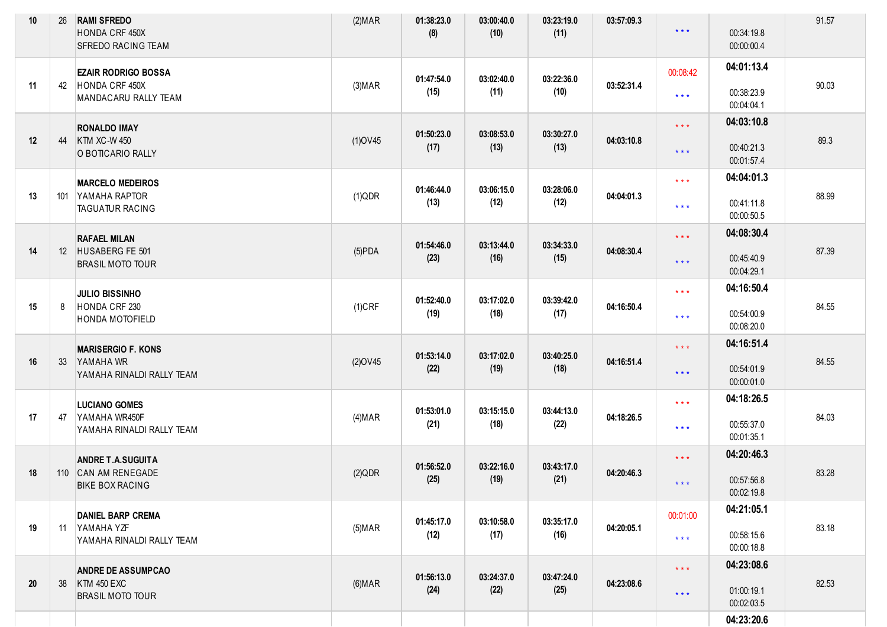| | | | | | | | | | | |
|---|---|---|---|---|---|---|---|---|---|---|
| 10 | 26 | **RAMI SFREDO**<br>HONDA CRF 450X<br>SFREDO RACING TEAM | (2)MAR | 01:38:23.0<br>(8) | 03:00:40.0<br>(10) | 03:23:19.0<br>(11) | 03:57:09.3 | * * * | 00:34:19.8<br>00:00:00.4 | 91.57 |
| 11 | 42 | **EZAIR RODRIGO BOSSA**<br>HONDA CRF 450X<br>MANDACARU RALLY TEAM | (3)MAR | 01:47:54.0<br>(15) | 03:02:40.0<br>(11) | 03:22:36.0<br>(10) | 03:52:31.4 | 00:08:42<br>* * * | **04:01:13.4**<br>00:38:23.9<br>00:04:04.1 | 90.03 |
| 12 | 44 | **RONALDO IMAY**<br>KTM XC-W 450<br>O BOTICARIO RALLY | (1)OV45 | 01:50:23.0<br>(17) | 03:08:53.0<br>(13) | 03:30:27.0<br>(13) | 04:03:10.8 | * * *<br>* * * | **04:03:10.8**<br>00:40:21.3<br>00:01:57.4 | 89.3 |
| 13 | 101 | **MARCELO MEDEIROS**<br>YAMAHA RAPTOR<br>TAGUATUR RACING | (1)QDR | 01:46:44.0<br>(13) | 03:06:15.0<br>(12) | 03:28:06.0<br>(12) | 04:04:01.3 | * * *<br>* * * | **04:04:01.3**<br>00:41:11.8<br>00:00:50.5 | 88.99 |
| 14 | 12 | **RAFAEL MILAN**<br>HUSABERG FE 501<br>BRASIL MOTO TOUR | (5)PDA | 01:54:46.0<br>(23) | 03:13:44.0<br>(16) | 03:34:33.0<br>(15) | 04:08:30.4 | * * *<br>* * * | **04:08:30.4**<br>00:45:40.9<br>00:04:29.1 | 87.39 |
| 15 | 8 | **JULIO BISSINHO**<br>HONDA CRF 230<br>HONDA MOTOFIELD | (1)CRF | 01:52:40.0<br>(19) | 03:17:02.0<br>(18) | 03:39:42.0<br>(17) | 04:16:50.4 | * * *<br>* * * | **04:16:50.4**<br>00:54:00.9<br>00:08:20.0 | 84.55 |
| 16 | 33 | **MARISERGIO F. KONS**<br>YAMAHA WR<br>YAMAHA RINALDI RALLY TEAM | (2)OV45 | 01:53:14.0<br>(22) | 03:17:02.0<br>(19) | 03:40:25.0<br>(18) | 04:16:51.4 | * * *<br>* * * | **04:16:51.4**<br>00:54:01.9<br>00:00:01.0 | 84.55 |
| 17 | 47 | **LUCIANO GOMES**<br>YAMAHA WR450F<br>YAMAHA RINALDI RALLY TEAM | (4)MAR | 01:53:01.0<br>(21) | 03:15:15.0<br>(18) | 03:44:13.0<br>(22) | 04:18:26.5 | * * *<br>* * * | **04:18:26.5**<br>00:55:37.0<br>00:01:35.1 | 84.03 |
| 18 | 110 | **ANDRE T.A.SUGUITA**<br>CAN AM RENEGADE<br>BIKE BOX RACING | (2)QDR | 01:56:52.0<br>(25) | 03:22:16.0<br>(19) | 03:43:17.0<br>(21) | 04:20:46.3 | * * *<br>* * * | **04:20:46.3**<br>00:57:56.8<br>00:02:19.8 | 83.28 |
| 19 | 11 | **DANIEL BARP CREMA**<br>YAMAHA YZF<br>YAMAHA RINALDI RALLY TEAM | (5)MAR | 01:45:17.0<br>(12) | 03:10:58.0<br>(17) | 03:35:17.0<br>(16) | 04:20:05.1 | 00:01:00<br>* * * | **04:21:05.1**<br>00:58:15.6<br>00:00:18.8 | 83.18 |
| 20 | 38 | **ANDRE DE ASSUMPCAO**<br>KTM 450 EXC<br>BRASIL MOTO TOUR | (6)MAR | 01:56:13.0<br>(24) | 03:24:37.0<br>(22) | 03:47:24.0<br>(25) | 04:23:08.6 | * * *<br>* * * | **04:23:08.6**<br>01:00:19.1<br>00:02:03.5 | 82.53 |
| | | | | | | | | | **04:23:20.6** | |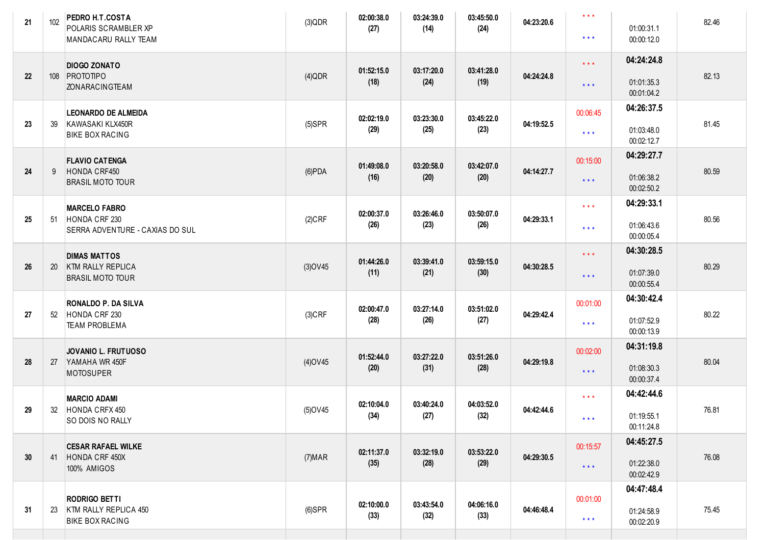| | | | | | | | | | | |
|---|---|---|---|---|---|---|---|---|---|---|
| 21 | 102 | **PEDRO H.T.COSTA**<br>POLARIS SCRAMBLER XP<br>MANDACARU RALLY TEAM | (3)QDR | **02:00:38.0**<br>**(27)** | **03:24:39.0**<br>**(14)** | **03:45:50.0**<br>**(24)** | **04:23:20.6** | * * *<br>* * * | 01:00:31.1<br>00:00:12.0 | 82.46 |
| 22 | 108 | **DIOGO ZONATO**<br>PROTOTIPO<br>ZONARACINGTEAM | (4)QDR | **01:52:15.0**<br>**(18)** | **03:17:20.0**<br>**(24)** | **03:41:28.0**<br>**(19)** | **04:24:24.8** | * * *<br>* * * | **04:24:24.8**<br>01:01:35.3<br>00:01:04.2 | 82.13 |
| 23 | 39 | **LEONARDO DE ALMEIDA**<br>KAWASAKI KLX450R<br>BIKE BOX RACING | (5)SPR | **02:02:19.0**<br>**(29)** | **03:23:30.0**<br>**(25)** | **03:45:22.0**<br>**(23)** | **04:19:52.5** | 00:06:45<br>* * * | **04:26:37.5**<br>01:03:48.0<br>00:02:12.7 | 81.45 |
| 24 | 9 | **FLAVIO CATENGA**<br>HONDA CRF450<br>BRASIL MOTO TOUR | (6)PDA | **01:49:08.0**<br>**(16)** | **03:20:58.0**<br>**(20)** | **03:42:07.0**<br>**(20)** | **04:14:27.7** | 00:15:00<br>* * * | **04:29:27.7**<br>01:06:38.2<br>00:02:50.2 | 80.59 |
| 25 | 51 | **MARCELO FABRO**<br>HONDA CRF 230<br>SERRA ADVENTURE - CAXIAS DO SUL | (2)CRF | **02:00:37.0**<br>**(26)** | **03:26:46.0**<br>**(23)** | **03:50:07.0**<br>**(26)** | **04:29:33.1** | * * *<br>* * * | **04:29:33.1**<br>01:06:43.6<br>00:00:05.4 | 80.56 |
| 26 | 20 | **DIMAS MATTOS**<br>KTM RALLY REPLICA<br>BRASIL MOTO TOUR | (3)OV45 | **01:44:26.0**<br>**(11)** | **03:39:41.0**<br>**(21)** | **03:59:15.0**<br>**(30)** | **04:30:28.5** | * * *<br>* * * | **04:30:28.5**<br>01:07:39.0<br>00:00:55.4 | 80.29 |
| 27 | 52 | **RONALDO P. DA SILVA**<br>HONDA CRF 230<br>TEAM PROBLEMA | (3)CRF | **02:00:47.0**<br>**(28)** | **03:27:14.0**<br>**(26)** | **03:51:02.0**<br>**(27)** | **04:29:42.4** | 00:01:00<br>* * * | **04:30:42.4**<br>01:07:52.9<br>00:00:13.9 | 80.22 |
| 28 | 27 | **JOVANIO L. FRUTUOSO**<br>YAMAHA WR 450F<br>MOTOSUPER | (4)OV45 | **01:52:44.0**<br>**(20)** | **03:27:22.0**<br>**(31)** | **03:51:26.0**<br>**(28)** | **04:29:19.8** | 00:02:00<br>* * * | **04:31:19.8**<br>01:08:30.3<br>00:00:37.4 | 80.04 |
| 29 | 32 | **MARCIO ADAMI**<br>HONDA CRFX 450<br>SO DOIS NO RALLY | (5)OV45 | **02:10:04.0**<br>**(34)** | **03:40:24.0**<br>**(27)** | **04:03:52.0**<br>**(32)** | **04:42:44.6** | * * *<br>* * * | **04:42:44.6**<br>01:19:55.1<br>00:11:24.8 | 76.81 |
| 30 | 41 | **CESAR RAFAEL WILKE**<br>HONDA CRF 450X<br>100% AMIGOS | (7)MAR | **02:11:37.0**<br>**(35)** | **03:32:19.0**<br>**(28)** | **03:53:22.0**<br>**(29)** | **04:29:30.5** | 00:15:57<br>* * * | **04:45:27.5**<br>01:22:38.0<br>00:02:42.9 | 76.08 |
| 31 | 23 | **RODRIGO BETTI**<br>KTM RALLY REPLICA 450<br>BIKE BOX RACING | (6)SPR | **02:10:00.0**<br>**(33)** | **03:43:54.0**<br>**(32)** | **04:06:16.0**<br>**(33)** | **04:46:48.4** | 00:01:00<br>* * * | **04:47:48.4**<br>01:24:58.9<br>00:02:20.9 | 75.45 |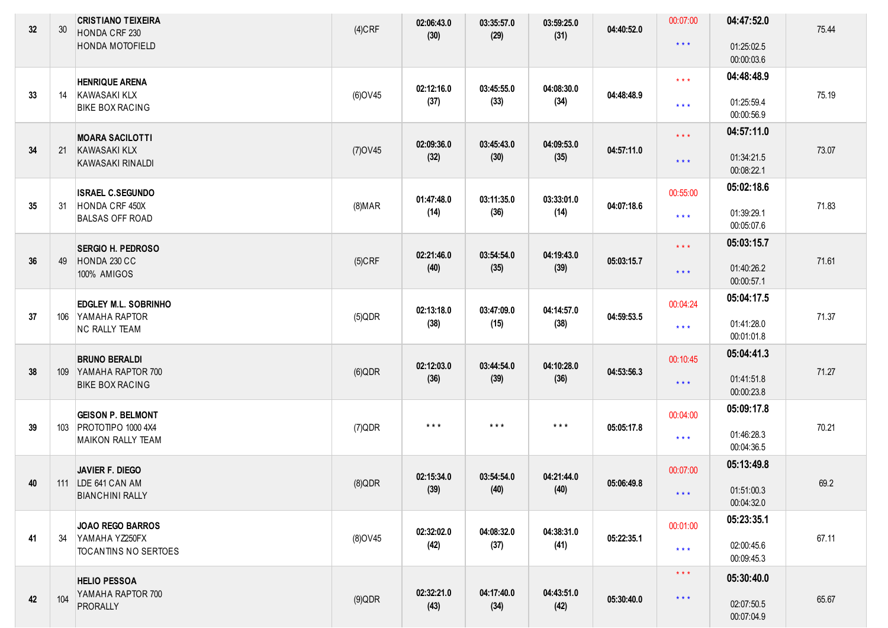| | | | | | | | | | | |
|---|---|---|---|---|---|---|---|---|---|---|
| 32 | 30 | **CRISTIANO TEIXEIRA**<br>HONDA CRF 230<br>HONDA MOTOFIELD | (4)CRF | **02:06:43.0**<br>**(30)** | **03:35:57.0**<br>**(29)** | **03:59:25.0**<br>**(31)** | **04:40:52.0** | 00:07:00<br><br>* * * | **04:47:52.0**<br><br>01:25:02.5<br>00:00:03.6 | 75.44 |
| 33 | 14 | **HENRIQUE ARENA**<br>KAWASAKI KLX<br>BIKE BOX RACING | (6)OV45 | **02:12:16.0**<br>**(37)** | **03:45:55.0**<br>**(33)** | **04:08:30.0**<br>**(34)** | **04:48:48.9** | * * *<br><br>* * * | **04:48:48.9**<br><br>01:25:59.4<br>00:00:56.9 | 75.19 |
| 34 | 21 | **MOARA SACILOTTI**<br>KAWASAKI KLX<br>KAWASAKI RINALDI | (7)OV45 | **02:09:36.0**<br>**(32)** | **03:45:43.0**<br>**(30)** | **04:09:53.0**<br>**(35)** | **04:57:11.0** | * * *<br><br>* * * | **04:57:11.0**<br><br>01:34:21.5<br>00:08:22.1 | 73.07 |
| 35 | 31 | **ISRAEL C.SEGUNDO**<br>HONDA CRF 450X<br>BALSAS OFF ROAD | (8)MAR | **01:47:48.0**<br>**(14)** | **03:11:35.0**<br>**(36)** | **03:33:01.0**<br>**(14)** | **04:07:18.6** | 00:55:00<br><br>* * * | **05:02:18.6**<br><br>01:39:29.1<br>00:05:07.6 | 71.83 |
| 36 | 49 | **SERGIO H. PEDROSO**<br>HONDA 230 CC<br>100% AMIGOS | (5)CRF | **02:21:46.0**<br>**(40)** | **03:54:54.0**<br>**(35)** | **04:19:43.0**<br>**(39)** | **05:03:15.7** | * * *<br><br>* * * | **05:03:15.7**<br><br>01:40:26.2<br>00:00:57.1 | 71.61 |
| 37 | 106 | **EDGLEY M.L. SOBRINHO**<br>YAMAHA RAPTOR<br>NC RALLY TEAM | (5)QDR | **02:13:18.0**<br>**(38)** | **03:47:09.0**<br>**(15)** | **04:14:57.0**<br>**(38)** | **04:59:53.5** | 00:04:24<br><br>* * * | **05:04:17.5**<br><br>01:41:28.0<br>00:01:01.8 | 71.37 |
| 38 | 109 | **BRUNO BERALDI**<br>YAMAHA RAPTOR 700<br>BIKE BOX RACING | (6)QDR | **02:12:03.0**<br>**(36)** | **03:44:54.0**<br>**(39)** | **04:10:28.0**<br>**(36)** | **04:53:56.3** | 00:10:45<br><br>* * * | **05:04:41.3**<br><br>01:41:51.8<br>00:00:23.8 | 71.27 |
| 39 | 103 | **GEISON P. BELMONT**<br>PROTOTIPO 1000 4X4<br>MAIKON RALLY TEAM | (7)QDR | * * * | * * * | * * * | **05:05:17.8** | 00:04:00<br><br>* * * | **05:09:17.8**<br><br>01:46:28.3<br>00:04:36.5 | 70.21 |
| 40 | 111 | **JAVIER F. DIEGO**<br>LDE 641 CAN AM<br>BIANCHINI RALLY | (8)QDR | **02:15:34.0**<br>**(39)** | **03:54:54.0**<br>**(40)** | **04:21:44.0**<br>**(40)** | **05:06:49.8** | 00:07:00<br><br>* * * | **05:13:49.8**<br><br>01:51:00.3<br>00:04:32.0 | 69.2 |
| 41 | 34 | **JOAO REGO BARROS**<br>YAMAHA YZ250FX<br>TOCANTINS NO SERTOES | (8)OV45 | **02:32:02.0**<br>**(42)** | **04:08:32.0**<br>**(37)** | **04:38:31.0**<br>**(41)** | **05:22:35.1** | 00:01:00<br><br>* * * | **05:23:35.1**<br><br>02:00:45.6<br>00:09:45.3 | 67.11 |
| 42 | 104 | **HELIO PESSOA**<br>YAMAHA RAPTOR 700<br>PRORALLY | (9)QDR | **02:32:21.0**<br>**(43)** | **04:17:40.0**<br>**(34)** | **04:43:51.0**<br>**(42)** | **05:30:40.0** | * * *<br><br>* * * | **05:30:40.0**<br><br>02:07:50.5<br>00:07:04.9 | 65.67 |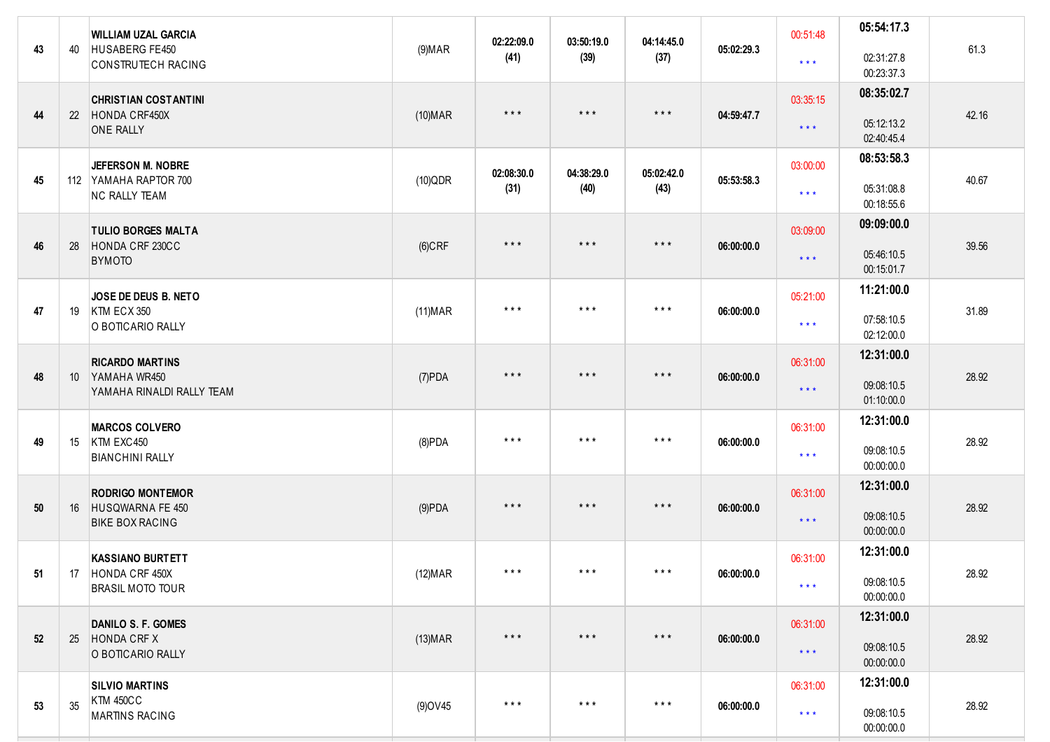| 43 | 40 | **WILLIAM UZAL GARCIA**<br>HUSABERG FE450<br>CONSTRUTECH RACING | (9)MAR | **02:22:09.0**<br>**(41)** | **03:50:19.0**<br>**(39)** | **04:14:45.0**<br>**(37)** | **05:02:29.3** | 00:51:48<br>* * * | **05:54:17.3**<br>02:31:27.8<br>00:23:37.3 | 61.3 |
|---|---|---|---|---|---|---|---|---|---|---|
| 44 | 22 | **CHRISTIAN COSTANTINI**<br>HONDA CRF450X<br>ONE RALLY | (10)MAR | * * * | * * * | * * * | **04:59:47.7** | 03:35:15<br>* * * | **08:35:02.7**<br>05:12:13.2<br>02:40:45.4 | 42.16 |
| 45 | 112 | **JEFERSON M. NOBRE**<br>YAMAHA RAPTOR 700<br>NC RALLY TEAM | (10)QDR | **02:08:30.0**<br>**(31)** | **04:38:29.0**<br>**(40)** | **05:02:42.0**<br>**(43)** | **05:53:58.3** | 03:00:00<br>* * * | **08:53:58.3**<br>05:31:08.8<br>00:18:55.6 | 40.67 |
| 46 | 28 | **TULIO BORGES MALTA**<br>HONDA CRF 230CC<br>BYMOTO | (6)CRF | * * * | * * * | * * * | **06:00:00.0** | 03:09:00<br>* * * | **09:09:00.0**<br>05:46:10.5<br>00:15:01.7 | 39.56 |
| 47 | 19 | **JOSE DE DEUS B. NETO**<br>KTM ECX 350<br>O BOTICARIO RALLY | (11)MAR | * * * | * * * | * * * | **06:00:00.0** | 05:21:00<br>* * * | **11:21:00.0**<br>07:58:10.5<br>02:12:00.0 | 31.89 |
| 48 | 10 | **RICARDO MARTINS**<br>YAMAHA WR450<br>YAMAHA RINALDI RALLY TEAM | (7)PDA | * * * | * * * | * * * | **06:00:00.0** | 06:31:00<br>* * * | **12:31:00.0**<br>09:08:10.5<br>01:10:00.0 | 28.92 |
| 49 | 15 | **MARCOS COLVERO**<br>KTM EXC450<br>BIANCHINI RALLY | (8)PDA | * * * | * * * | * * * | **06:00:00.0** | 06:31:00<br>* * * | **12:31:00.0**<br>09:08:10.5<br>00:00:00.0 | 28.92 |
| 50 | 16 | **RODRIGO MONTEMOR**<br>HUSQWARNA FE 450<br>BIKE BOX RACING | (9)PDA | * * * | * * * | * * * | **06:00:00.0** | 06:31:00<br>* * * | **12:31:00.0**<br>09:08:10.5<br>00:00:00.0 | 28.92 |
| 51 | 17 | **KASSIANO BURTETT**<br>HONDA CRF 450X<br>BRASIL MOTO TOUR | (12)MAR | * * * | * * * | * * * | **06:00:00.0** | 06:31:00<br>* * * | **12:31:00.0**<br>09:08:10.5<br>00:00:00.0 | 28.92 |
| 52 | 25 | **DANILO S. F. GOMES**<br>HONDA CRF X<br>O BOTICARIO RALLY | (13)MAR | * * * | * * * | * * * | **06:00:00.0** | 06:31:00<br>* * * | **12:31:00.0**<br>09:08:10.5<br>00:00:00.0 | 28.92 |
| 53 | 35 | **SILVIO MARTINS**<br>KTM 450CC<br>MARTINS RACING | (9)OV45 | * * * | * * * | * * * | **06:00:00.0** | 06:31:00<br>* * * | **12:31:00.0**<br>09:08:10.5<br>00:00:00.0 | 28.92 |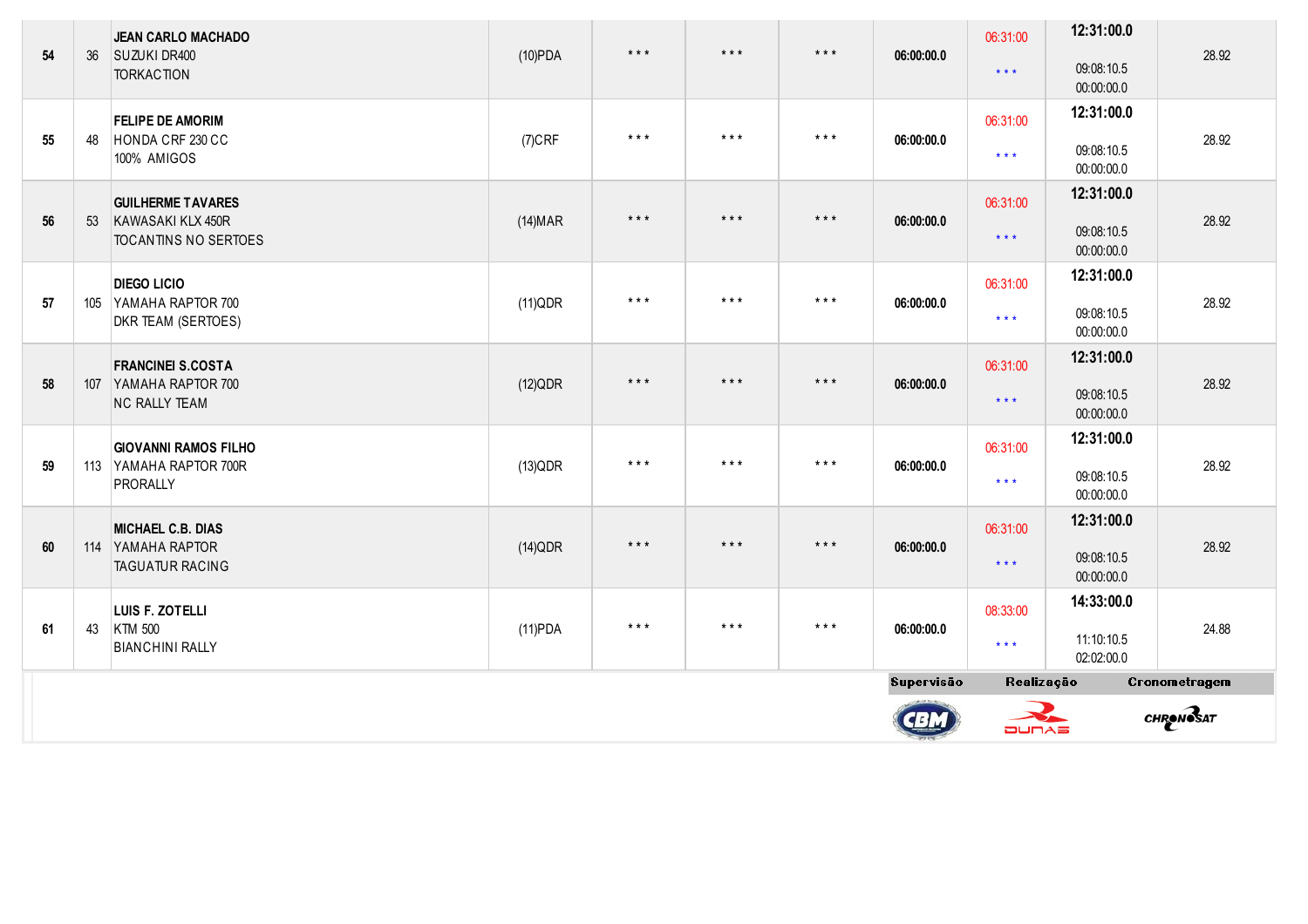| | | | | | | | | | | |
|---|---|---|---|---|---|---|---|---|---|---|
| 54 | 36 | **JEAN CARLO MACHADO**<br>SUZUKI DR400<br>TORKACTION | (10)PDA | * * * | * * * | * * * | **06:00:00.0** | 06:31:00<br>* * * | **12:31:00.0**<br>09:08:10.5<br>00:00:00.0 | 28.92 |
| 55 | 48 | **FELIPE DE AMORIM**<br>HONDA CRF 230 CC<br>100% AMIGOS | (7)CRF | * * * | * * * | * * * | **06:00:00.0** | 06:31:00<br>* * * | **12:31:00.0**<br>09:08:10.5<br>00:00:00.0 | 28.92 |
| 56 | 53 | **GUILHERME TAVARES**<br>KAWASAKI KLX 450R<br>TOCANTINS NO SERTOES | (14)MAR | * * * | * * * | * * * | **06:00:00.0** | 06:31:00<br>* * * | **12:31:00.0**<br>09:08:10.5<br>00:00:00.0 | 28.92 |
| 57 | 105 | **DIEGO LICIO**<br>YAMAHA RAPTOR 700<br>DKR TEAM (SERTOES) | (11)QDR | * * * | * * * | * * * | **06:00:00.0** | 06:31:00<br>* * * | **12:31:00.0**<br>09:08:10.5<br>00:00:00.0 | 28.92 |
| 58 | 107 | **FRANCINEI S.COSTA**<br>YAMAHA RAPTOR 700<br>NC RALLY TEAM | (12)QDR | * * * | * * * | * * * | **06:00:00.0** | 06:31:00<br>* * * | **12:31:00.0**<br>09:08:10.5<br>00:00:00.0 | 28.92 |
| 59 | 113 | **GIOVANNI RAMOS FILHO**<br>YAMAHA RAPTOR 700R<br>PRORALLY | (13)QDR | * * * | * * * | * * * | **06:00:00.0** | 06:31:00<br>* * * | **12:31:00.0**<br>09:08:10.5<br>00:00:00.0 | 28.92 |
| 60 | 114 | **MICHAEL C.B. DIAS**<br>YAMAHA RAPTOR<br>TAGUATUR RACING | (14)QDR | * * * | * * * | * * * | **06:00:00.0** | 06:31:00<br>* * * | **12:31:00.0**<br>09:08:10.5<br>00:00:00.0 | 28.92 |
| 61 | 43 | **LUIS F. ZOTELLI**<br>KTM 500<br>BIANCHINI RALLY | (11)PDA | * * * | * * * | * * * | **06:00:00.0** | 08:33:00<br>* * * | **14:33:00.0**<br>11:10:10.5<br>02:02:00.0 | 24.88 |

Supervisão: CBM | Realização: DUNAS | Cronometragem: CHRONOSAT